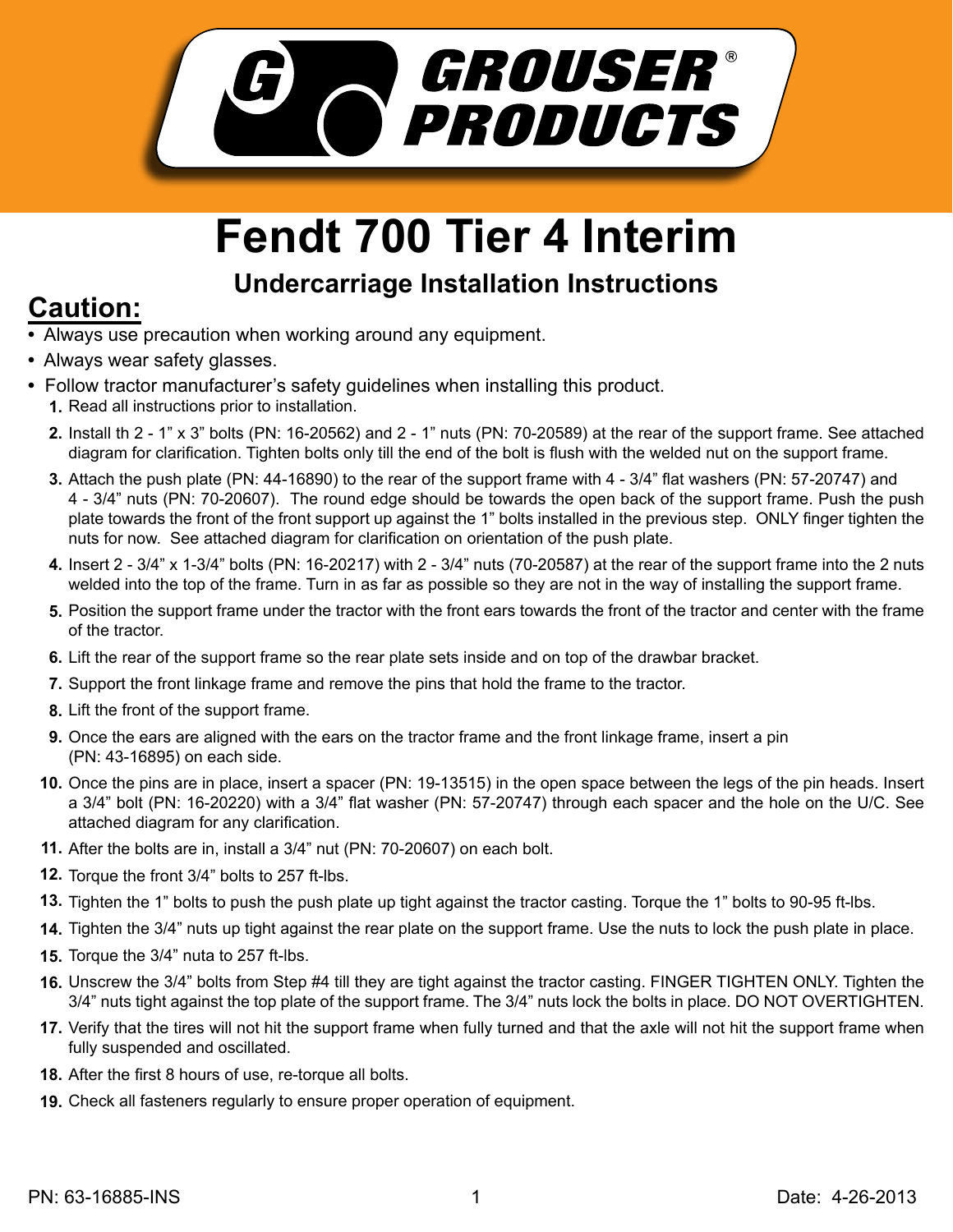# Fendt 700 Tier 4 Interim

## Undercarriage Installation Instructions

## Caution:

- Always use precaution when working around any equipment.
- Always wear safety glasses.
- Follow tractor manufacturer's safety guidelines when installing this product.

1. Read all instructions prior to installation.
2. Install th 2 - 1" x 3" bolts (PN: 16-20562) and 2 - 1" nuts (PN: 70-20589) at the rear of the support frame. See attached diagram for clarification. Tighten bolts only till the end of the bolt is flush with the welded nut on the support frame.
3. Attach the push plate (PN: 44-16890) to the rear of the support frame with 4 - 3/4" flat washers (PN: 57-20747) and 4 - 3/4" nuts (PN: 70-20607). The round edge should be towards the open back of the support frame. Push the push plate towards the front of the front support up against the 1" bolts installed in the previous step. ONLY finger tighten the nuts for now. See attached diagram for clarification on orientation of the push plate.
4. Insert 2 - 3/4" x 1-3/4" bolts (PN: 16-20217) with 2 - 3/4" nuts (70-20587) at the rear of the support frame into the 2 nuts welded into the top of the frame. Turn in as far as possible so they are not in the way of installing the support frame.
5. Position the support frame under the tractor with the front ears towards the front of the tractor and center with the frame of the tractor.
6. Lift the rear of the support frame so the rear plate sets inside and on top of the drawbar bracket.
7. Support the front linkage frame and remove the pins that hold the frame to the tractor.
8. Lift the front of the support frame.
9. Once the ears are aligned with the ears on the tractor frame and the front linkage frame, insert a pin (PN: 43-16895) on each side.
10. Once the pins are in place, insert a spacer (PN: 19-13515) in the open space between the legs of the pin heads. Insert a 3/4" bolt (PN: 16-20220) with a 3/4" flat washer (PN: 57-20747) through each spacer and the hole on the U/C. See attached diagram for any clarification.
11. After the bolts are in, install a 3/4" nut (PN: 70-20607) on each bolt.
12. Torque the front 3/4" bolts to 257 ft-lbs.
13. Tighten the 1" bolts to push the push plate up tight against the tractor casting. Torque the 1" bolts to 90-95 ft-lbs.
14. Tighten the 3/4" nuts up tight against the rear plate on the support frame. Use the nuts to lock the push plate in place.
15. Torque the 3/4" nuta to 257 ft-lbs.
16. Unscrew the 3/4" bolts from Step #4 till they are tight against the tractor casting. FINGER TIGHTEN ONLY. Tighten the 3/4" nuts tight against the top plate of the support frame. The 3/4" nuts lock the bolts in place. DO NOT OVERTIGHTEN.
17. Verify that the tires will not hit the support frame when fully turned and that the axle will not hit the support frame when fully suspended and oscillated.
18. After the first 8 hours of use, re-torque all bolts.
19. Check all fasteners regularly to ensure proper operation of equipment.

PN: 63-16885-INS

Date: 4-26-2013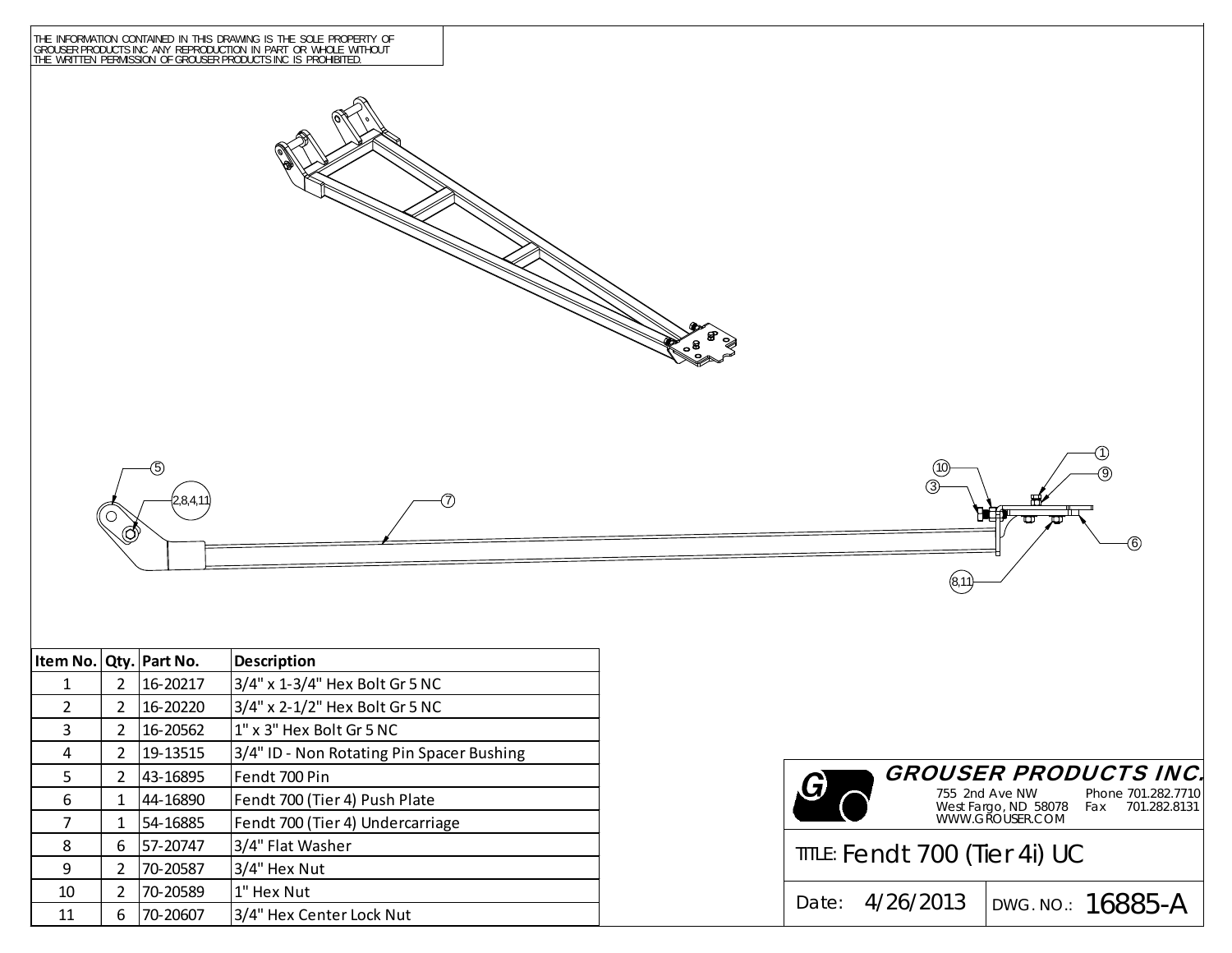THE INFORMATION CONTAINED IN THIS DRAWING IS THE SOLE PROPERTY OF GROUSER PRODUCTS INC ANY REPRODUCTION IN PART OR WHOLE WITHOUT THE WRITTEN PERMISSION OF GROUSER PRODUCTS INC IS PROHIBITED.

5

2,8,4,11

7

10

3

1

9

6

8,11

| Item No. | Qty. | Part No. | Description |
|---|---|---|---|
| 1 | 2 | 16-20217 | 3/4" x 1-3/4" Hex Bolt Gr 5 NC |
| 2 | 2 | 16-20220 | 3/4" x 2-1/2" Hex Bolt Gr 5 NC |
| 3 | 2 | 16-20562 | 1" x 3" Hex Bolt Gr 5 NC |
| 4 | 2 | 19-13515 | 3/4" ID - Non Rotating Pin Spacer Bushing |
| 5 | 2 | 43-16895 | Fendt 700 Pin |
| 6 | 1 | 44-16890 | Fendt 700 (Tier 4) Push Plate |
| 7 | 1 | 54-16885 | Fendt 700 (Tier 4) Undercarriage |
| 8 | 6 | 57-20747 | 3/4" Flat Washer |
| 9 | 2 | 70-20587 | 3/4" Hex Nut |
| 10 | 2 | 70-20589 | 1" Hex Nut |
| 11 | 6 | 70-20607 | 3/4" Hex Center Lock Nut |

**GROUSER PRODUCTS INC.**

755 2nd Ave NW
West Fargo, ND 58078
WWW.GROUSER.COM

Phone 701.282.7710
Fax 701.282.8131

TITLE: Fendt 700 (Tier 4i) UC

Date: 4/26/2013

DWG. NO.: 16885-A